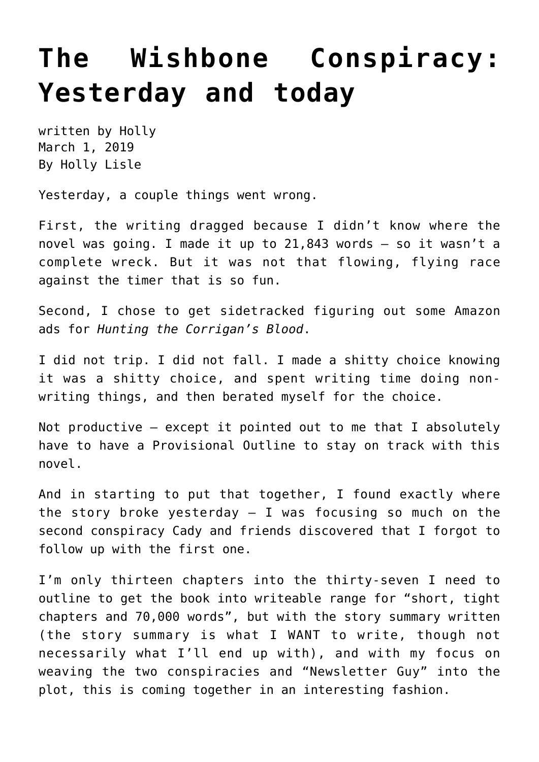# The Wishbone Conspiracy: Yesterday and today

written by Holly
March 1, 2019
By Holly Lisle

Yesterday, a couple things went wrong.

First, the writing dragged because I didn't know where the novel was going. I made it up to 21,843 words — so it wasn't a complete wreck. But it was not that flowing, flying race against the timer that is so fun.

Second, I chose to get sidetracked figuring out some Amazon ads for *Hunting the Corrigan's Blood*.

I did not trip. I did not fall. I made a shitty choice knowing it was a shitty choice, and spent writing time doing non-writing things, and then berated myself for the choice.

Not productive — except it pointed out to me that I absolutely have to have a Provisional Outline to stay on track with this novel.

And in starting to put that together, I found exactly where the story broke yesterday — I was focusing so much on the second conspiracy Cady and friends discovered that I forgot to follow up with the first one.

I'm only thirteen chapters into the thirty-seven I need to outline to get the book into writeable range for "short, tight chapters and 70,000 words", but with the story summary written (the story summary is what I WANT to write, though not necessarily what I'll end up with), and with my focus on weaving the two conspiracies and "Newsletter Guy" into the plot, this is coming together in an interesting fashion.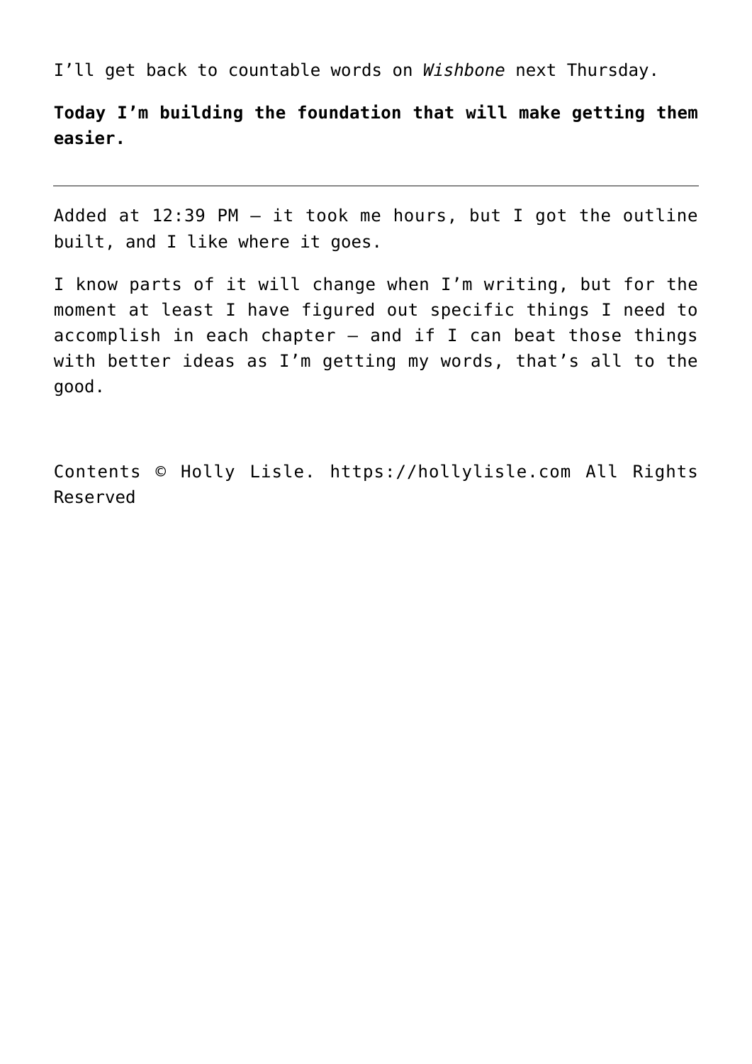I'll get back to countable words on *Wishbone* next Thursday.

**Today I'm building the foundation that will make getting them easier.**

---

Added at 12:39 PM — it took me hours, but I got the outline built, and I like where it goes.

I know parts of it will change when I'm writing, but for the moment at least I have figured out specific things I need to accomplish in each chapter — and if I can beat those things with better ideas as I'm getting my words, that's all to the good.

Contents © Holly Lisle. https://hollylisle.com All Rights Reserved